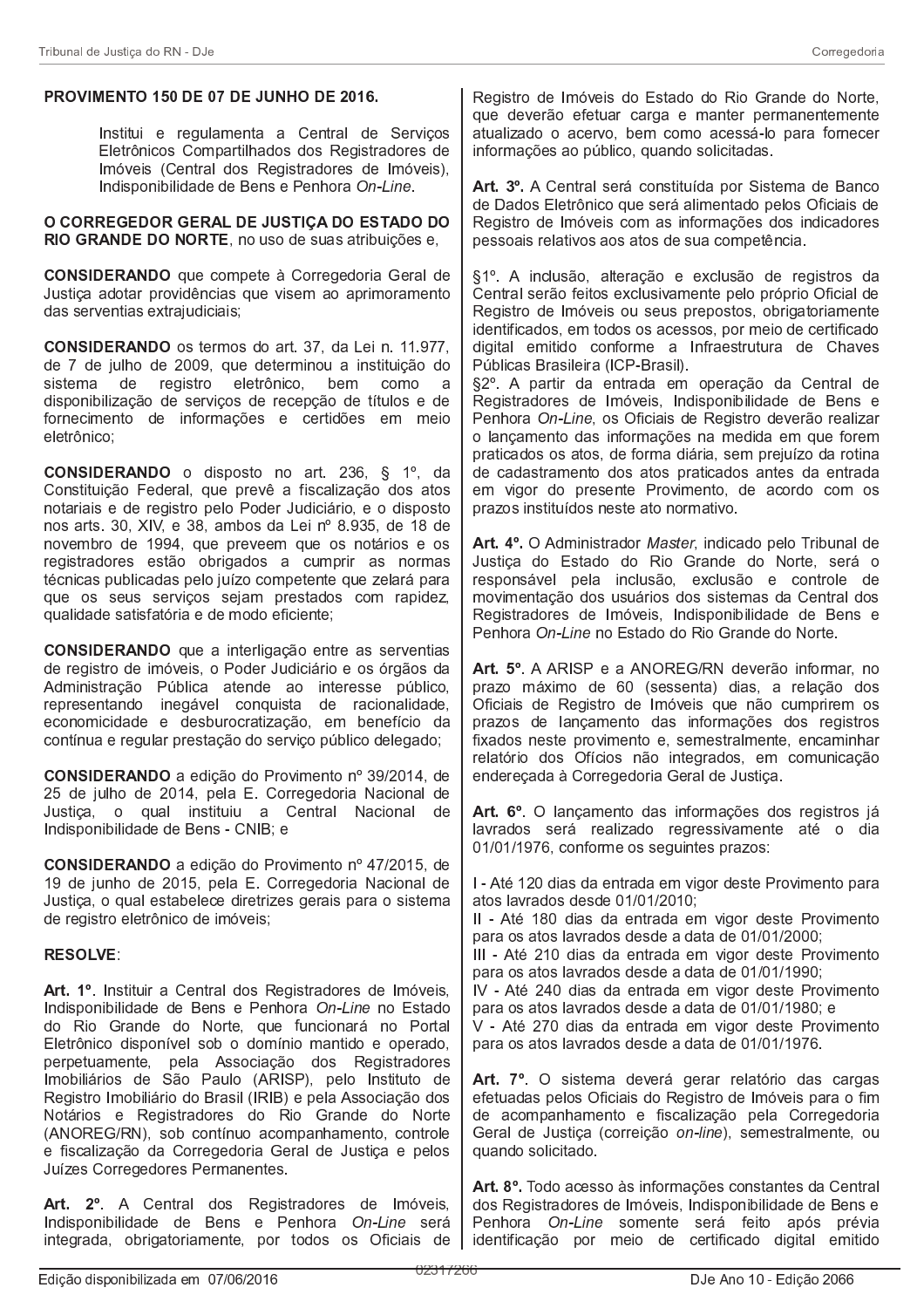**PROVIMENTO 150 DE 07 DE JUNHO DE 2016.**

Institui e regulamenta a Central de Serviços Eletrônicos Compartilhados dos Registradores de Imóveis (Central dos Registradores de Imóveis), Indisponibilidade de Bens e Penhora *On-Line*.

**O CORREGEDOR GERAL DE JUSTIÇA DO ESTADO DO RIO GRANDE DO NORTE**, no uso de suas atribuições e,

**CONSIDERANDO** que compete à Corregedoria Geral de Justiça adotar providências que visem ao aprimoramento das serventias extrajudiciais;

**CONSIDERANDO** os termos do art. 37, da Lei n. 11.977, de 7 de julho de 2009, que determinou a instituição do sistema de registro eletrônico, bem como a disponibilização de serviços de recepção de títulos e de fornecimento de informações e certidões em meio eletrônico;

**CONSIDERANDO** o disposto no art. 236, § 1º, da Constituição Federal, que prevê a fiscalização dos atos notariais e de registro pelo Poder Judiciário, e o disposto nos arts. 30, XIV, e 38, ambos da Lei nº 8.935, de 18 de novembro de 1994, que preveem que os notários e os registradores estão obrigados a cumprir as normas técnicas publicadas pelo juízo competente que zelará para que os seus serviços sejam prestados com rapidez, qualidade satisfatória e de modo eficiente;

**CONSIDERANDO** que a interligação entre as serventias de registro de imóveis, o Poder Judiciário e os órgãos da Administração Pública atende ao interesse público, representando inegável conquista de racionalidade, economicidade e desburocratização, em benefício da contínua e regular prestação do serviço público delegado;

**CONSIDERANDO** a edição do Provimento nº 39/2014, de 25 de julho de 2014, pela E. Corregedoria Nacional de Justiça, o qual instituiu a Central Nacional de Indisponibilidade de Bens - CNIB; e

**CONSIDERANDO** a edição do Provimento nº 47/2015, de 19 de junho de 2015, pela E. Corregedoria Nacional de Justiça, o qual estabelece diretrizes gerais para o sistema de registro eletrônico de imóveis;

**RESOLVE**:

**Art. 1º**. Instituir a Central dos Registradores de Imóveis, Indisponibilidade de Bens e Penhora *On-Line* no Estado do Rio Grande do Norte, que funcionará no Portal Eletrônico disponível sob o domínio mantido e operado, perpetuamente, pela Associação dos Registradores Imobiliários de São Paulo (ARISP), pelo Instituto de Registro Imobiliário do Brasil (IRIB) e pela Associação dos Notários e Registradores do Rio Grande do Norte (ANOREG/RN), sob contínuo acompanhamento, controle e fiscalização da Corregedoria Geral de Justiça e pelos Juízes Corregedores Permanentes.

**Art. 2º**. A Central dos Registradores de Imóveis, Indisponibilidade de Bens e Penhora *On-Line* será integrada, obrigatoriamente, por todos os Oficiais de Registro de Imóveis do Estado do Rio Grande do Norte, que deverão efetuar carga e manter permanentemente atualizado o acervo, bem como acessá-lo para fornecer informações ao público, quando solicitadas.

**Art. 3º**. A Central será constituída por Sistema de Banco de Dados Eletrônico que será alimentado pelos Oficiais de Registro de Imóveis com as informações dos indicadores pessoais relativos aos atos de sua competência.

§1º. A inclusão, alteração e exclusão de registros da Central serão feitos exclusivamente pelo próprio Oficial de Registro de Imóveis ou seus prepostos, obrigatoriamente identificados, em todos os acessos, por meio de certificado digital emitido conforme a Infraestrutura de Chaves Públicas Brasileira (ICP-Brasil).

§2º. A partir da entrada em operação da Central de Registradores de Imóveis, Indisponibilidade de Bens e Penhora *On-Line*, os Oficiais de Registro deverão realizar o lançamento das informações na medida em que forem praticados os atos, de forma diária, sem prejuízo da rotina de cadastramento dos atos praticados antes da entrada em vigor do presente Provimento, de acordo com os prazos instituídos neste ato normativo.

**Art. 4º**. O Administrador *Master*, indicado pelo Tribunal de Justiça do Estado do Rio Grande do Norte, será o responsável pela inclusão, exclusão e controle de movimentação dos usuários dos sistemas da Central dos Registradores de Imóveis, Indisponibilidade de Bens e Penhora *On-Line* no Estado do Rio Grande do Norte.

**Art. 5º**. A ARISP e a ANOREG/RN deverão informar, no prazo máximo de 60 (sessenta) dias, a relação dos Oficiais de Registro de Imóveis que não cumprirem os prazos de lançamento das informações dos registros fixados neste provimento e, semestralmente, encaminhar relatório dos Ofícios não integrados, em comunicação endereçada à Corregedoria Geral de Justiça.

**Art. 6º**. O lançamento das informações dos registros já lavrados será realizado regressivamente até o dia 01/01/1976, conforme os seguintes prazos:

I - Até 120 dias da entrada em vigor deste Provimento para atos lavrados desde 01/01/2010;
II - Até 180 dias da entrada em vigor deste Provimento para os atos lavrados desde a data de 01/01/2000;
III - Até 210 dias da entrada em vigor deste Provimento para os atos lavrados desde a data de 01/01/1990;
IV - Até 240 dias da entrada em vigor deste Provimento para os atos lavrados desde a data de 01/01/1980; e
V - Até 270 dias da entrada em vigor deste Provimento para os atos lavrados desde a data de 01/01/1976.

**Art. 7º**. O sistema deverá gerar relatório das cargas efetuadas pelos Oficiais do Registro de Imóveis para o fim de acompanhamento e fiscalização pela Corregedoria Geral de Justiça (correição *on-line*), semestralmente, ou quando solicitado.

**Art. 8º**. Todo acesso às informações constantes da Central dos Registradores de Imóveis, Indisponibilidade de Bens e Penhora *On-Line* somente será feito após prévia identificação por meio de certificado digital emitido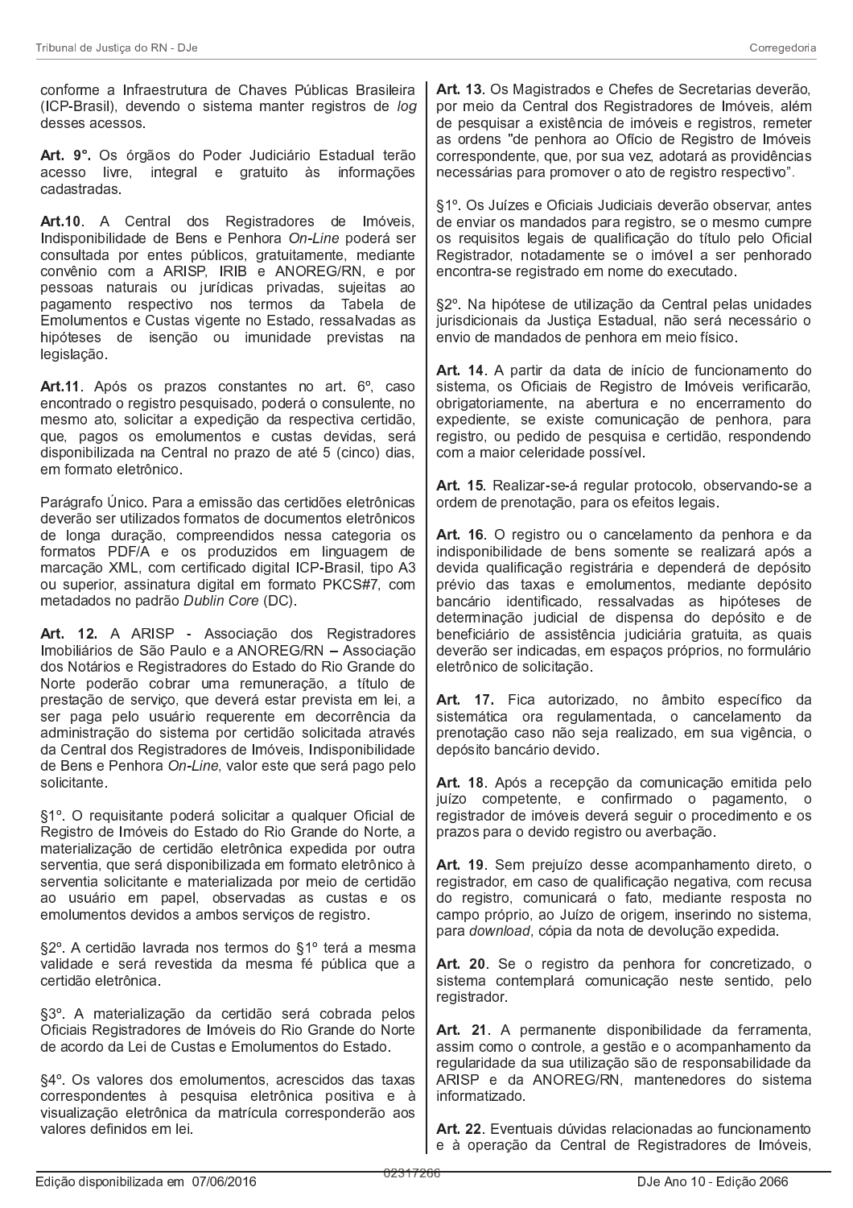conforme a Infraestrutura de Chaves Públicas Brasileira (ICP-Brasil), devendo o sistema manter registros de *log* desses acessos.

**Art. 9°.** Os órgãos do Poder Judiciário Estadual terão acesso livre, integral e gratuito às informações cadastradas.

**Art.10**. A Central dos Registradores de Imóveis, Indisponibilidade de Bens e Penhora *On-Line* poderá ser consultada por entes públicos, gratuitamente, mediante convênio com a ARISP, IRIB e ANOREG/RN, e por pessoas naturais ou jurídicas privadas, sujeitas ao pagamento respectivo nos termos da Tabela de Emolumentos e Custas vigente no Estado, ressalvadas as hipóteses de isenção ou imunidade previstas na legislação.

**Art.11**. Após os prazos constantes no art. 6º, caso encontrado o registro pesquisado, poderá o consulente, no mesmo ato, solicitar a expedição da respectiva certidão, que, pagos os emolumentos e custas devidas, será disponibilizada na Central no prazo de até 5 (cinco) dias, em formato eletrônico.

Parágrafo Único. Para a emissão das certidões eletrônicas deverão ser utilizados formatos de documentos eletrônicos de longa duração, compreendidos nessa categoria os formatos PDF/A e os produzidos em linguagem de marcação XML, com certificado digital ICP-Brasil, tipo A3 ou superior, assinatura digital em formato PKCS#7, com metadados no padrão *Dublin Core* (DC).

**Art. 12.** A ARISP - Associação dos Registradores Imobiliários de São Paulo e a ANOREG/RN – Associação dos Notários e Registradores do Estado do Rio Grande do Norte poderão cobrar uma remuneração, a título de prestação de serviço, que deverá estar prevista em lei, a ser paga pelo usuário requerente em decorrência da administração do sistema por certidão solicitada através da Central dos Registradores de Imóveis, Indisponibilidade de Bens e Penhora *On-Line*, valor este que será pago pelo solicitante.

§1º. O requisitante poderá solicitar a qualquer Oficial de Registro de Imóveis do Estado do Rio Grande do Norte, a materialização de certidão eletrônica expedida por outra serventia, que será disponibilizada em formato eletrônico à serventia solicitante e materializada por meio de certidão ao usuário em papel, observadas as custas e os emolumentos devidos a ambos serviços de registro.

§2º. A certidão lavrada nos termos do §1º terá a mesma validade e será revestida da mesma fé pública que a certidão eletrônica.

§3º. A materialização da certidão será cobrada pelos Oficiais Registradores de Imóveis do Rio Grande do Norte de acordo da Lei de Custas e Emolumentos do Estado.

§4º. Os valores dos emolumentos, acrescidos das taxas correspondentes à pesquisa eletrônica positiva e à visualização eletrônica da matrícula corresponderão aos valores definidos em lei.

**Art. 13.** Os Magistrados e Chefes de Secretarias deverão, por meio da Central dos Registradores de Imóveis, além de pesquisar a existência de imóveis e registros, remeter as ordens "de penhora ao Ofício de Registro de Imóveis correspondente, que, por sua vez, adotará as providências necessárias para promover o ato de registro respectivo".

§1º. Os Juízes e Oficiais Judiciais deverão observar, antes de enviar os mandados para registro, se o mesmo cumpre os requisitos legais de qualificação do título pelo Oficial Registrador, notadamente se o imóvel a ser penhorado encontra-se registrado em nome do executado.

§2º. Na hipótese de utilização da Central pelas unidades jurisdicionais da Justiça Estadual, não será necessário o envio de mandados de penhora em meio físico.

**Art. 14**. A partir da data de início de funcionamento do sistema, os Oficiais de Registro de Imóveis verificarão, obrigatoriamente, na abertura e no encerramento do expediente, se existe comunicação de penhora, para registro, ou pedido de pesquisa e certidão, respondendo com a maior celeridade possível.

**Art. 15**. Realizar-se-á regular protocolo, observando-se a ordem de prenotação, para os efeitos legais.

**Art. 16.** O registro ou o cancelamento da penhora e da indisponibilidade de bens somente se realizará após a devida qualificação registrária e dependerá de depósito prévio das taxas e emolumentos, mediante depósito bancário identificado, ressalvadas as hipóteses de determinação judicial de dispensa do depósito e de beneficiário de assistência judiciária gratuita, as quais deverão ser indicadas, em espaços próprios, no formulário eletrônico de solicitação.

**Art. 17.** Fica autorizado, no âmbito específico da sistemática ora regulamentada, o cancelamento da prenotação caso não seja realizado, em sua vigência, o depósito bancário devido.

**Art. 18**. Após a recepção da comunicação emitida pelo juízo competente, e confirmado o pagamento, o registrador de imóveis deverá seguir o procedimento e os prazos para o devido registro ou averbação.

**Art. 19**. Sem prejuízo desse acompanhamento direto, o registrador, em caso de qualificação negativa, com recusa do registro, comunicará o fato, mediante resposta no campo próprio, ao Juízo de origem, inserindo no sistema, para *download*, cópia da nota de devolução expedida.

**Art. 20**. Se o registro da penhora for concretizado, o sistema contemplará comunicação neste sentido, pelo registrador.

**Art. 21**. A permanente disponibilidade da ferramenta, assim como o controle, a gestão e o acompanhamento da regularidade da sua utilização são de responsabilidade da ARISP e da ANOREG/RN, mantenedores do sistema informatizado.

**Art. 22**. Eventuais dúvidas relacionadas ao funcionamento e à operação da Central de Registradores de Imóveis,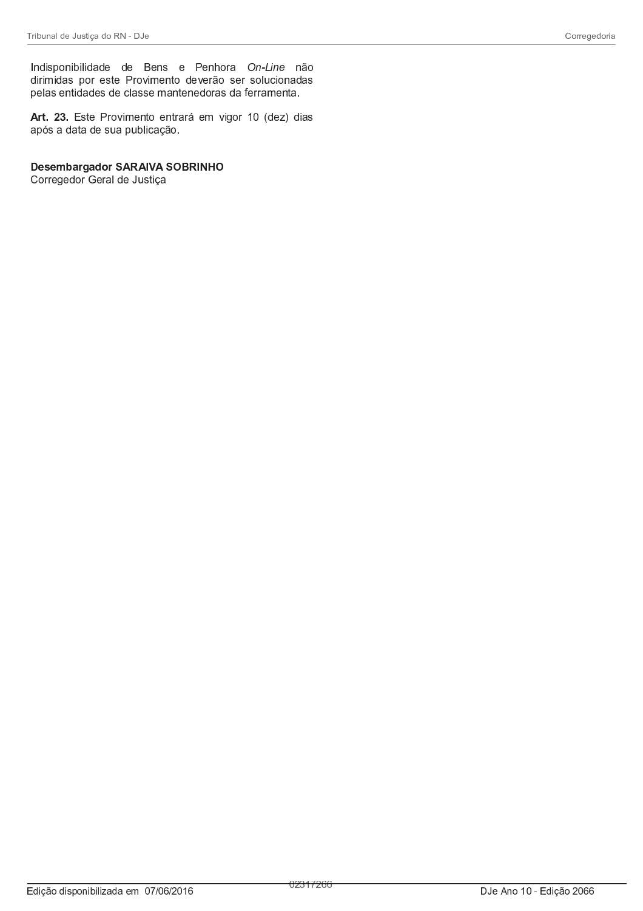Indisponibilidade de Bens e Penhora *On-Line* não dirimidas por este Provimento deverão ser solucionadas pelas entidades de classe mantenedoras da ferramenta.

**Art. 23.** Este Provimento entrará em vigor 10 (dez) dias após a data de sua publicação.

**Desembargador SARAIVA SOBRINHO**
Corregedor Geral de Justiça